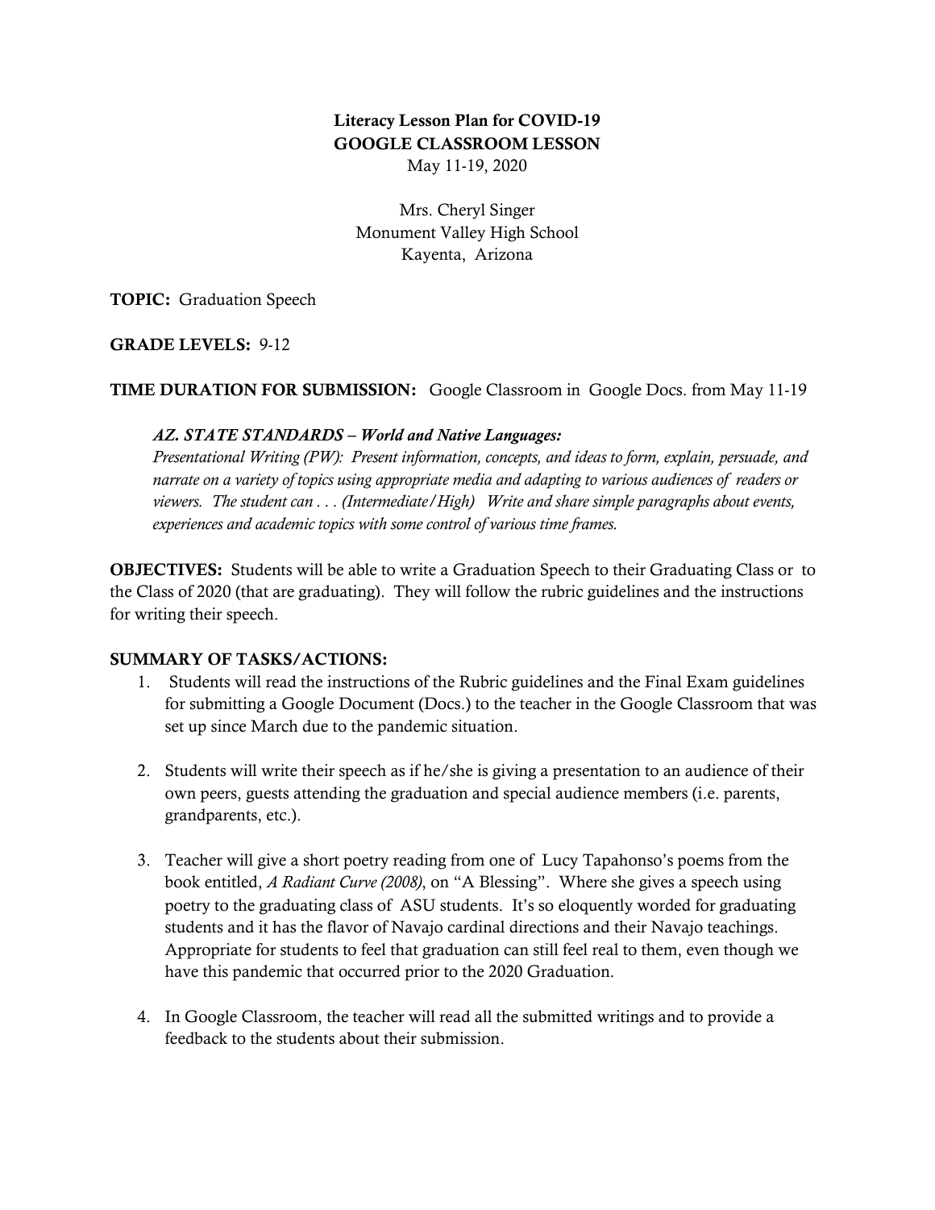**Literacy Lesson Plan for COVID-19**
**GOOGLE CLASSROOM LESSON**
May 11-19, 2020

Mrs. Cheryl Singer
Monument Valley High School
Kayenta, Arizona

**TOPIC:** Graduation Speech

**GRADE LEVELS:** 9-12

**TIME DURATION FOR SUBMISSION:** Google Classroom in Google Docs. from May 11-19

> ***AZ. STATE STANDARDS – World and Native Languages:***
> *Presentational Writing (PW): Present information, concepts, and ideas to form, explain, persuade, and narrate on a variety of topics using appropriate media and adapting to various audiences of readers or viewers. The student can . . . (Intermediate/High) Write and share simple paragraphs about events, experiences and academic topics with some control of various time frames.*

**OBJECTIVES:** Students will be able to write a Graduation Speech to their Graduating Class or to the Class of 2020 (that are graduating). They will follow the rubric guidelines and the instructions for writing their speech.

**SUMMARY OF TASKS/ACTIONS:**

1. Students will read the instructions of the Rubric guidelines and the Final Exam guidelines for submitting a Google Document (Docs.) to the teacher in the Google Classroom that was set up since March due to the pandemic situation.

2. Students will write their speech as if he/she is giving a presentation to an audience of their own peers, guests attending the graduation and special audience members (i.e. parents, grandparents, etc.).

3. Teacher will give a short poetry reading from one of Lucy Tapahonso's poems from the book entitled, *A Radiant Curve (2008)*, on "A Blessing". Where she gives a speech using poetry to the graduating class of ASU students. It's so eloquently worded for graduating students and it has the flavor of Navajo cardinal directions and their Navajo teachings. Appropriate for students to feel that graduation can still feel real to them, even though we have this pandemic that occurred prior to the 2020 Graduation.

4. In Google Classroom, the teacher will read all the submitted writings and to provide a feedback to the students about their submission.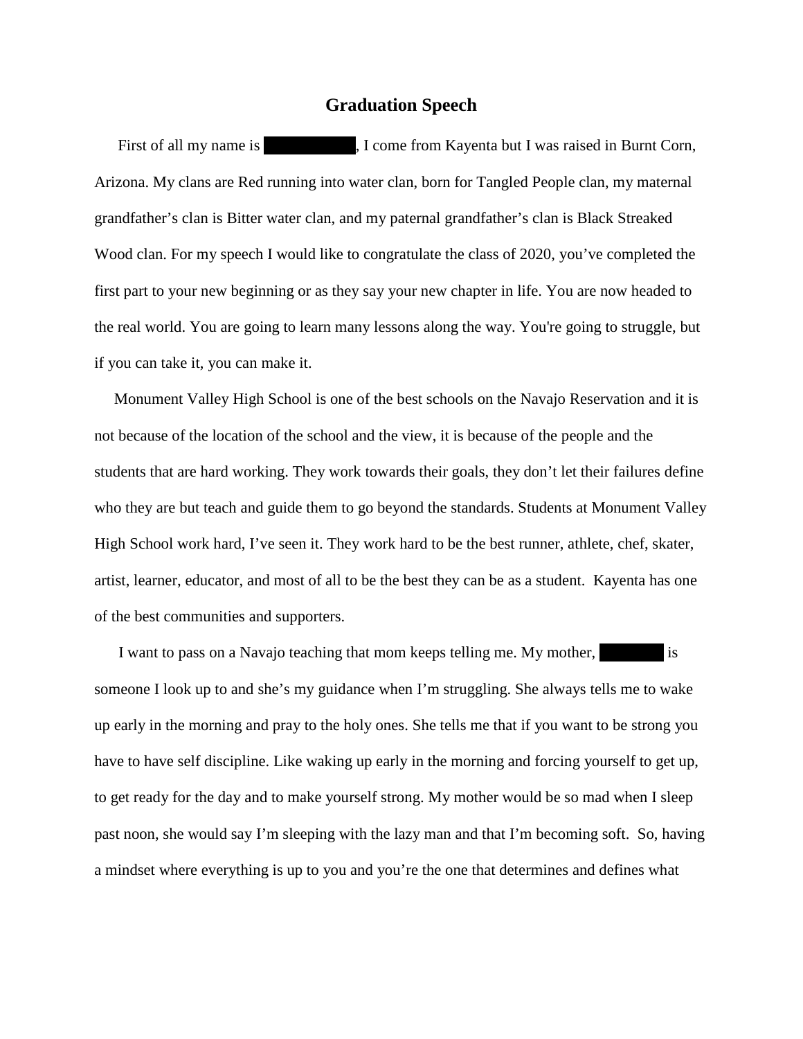# Graduation Speech

First of all my name is ██████, I come from Kayenta but I was raised in Burnt Corn, Arizona. My clans are Red running into water clan, born for Tangled People clan, my maternal grandfather's clan is Bitter water clan, and my paternal grandfather's clan is Black Streaked Wood clan. For my speech I would like to congratulate the class of 2020, you've completed the first part to your new beginning or as they say your new chapter in life. You are now headed to the real world. You are going to learn many lessons along the way. You're going to struggle, but if you can take it, you can make it.

Monument Valley High School is one of the best schools on the Navajo Reservation and it is not because of the location of the school and the view, it is because of the people and the students that are hard working. They work towards their goals, they don't let their failures define who they are but teach and guide them to go beyond the standards. Students at Monument Valley High School work hard, I've seen it. They work hard to be the best runner, athlete, chef, skater, artist, learner, educator, and most of all to be the best they can be as a student. Kayenta has one of the best communities and supporters.

I want to pass on a Navajo teaching that mom keeps telling me. My mother, ██████ is someone I look up to and she's my guidance when I'm struggling. She always tells me to wake up early in the morning and pray to the holy ones. She tells me that if you want to be strong you have to have self discipline. Like waking up early in the morning and forcing yourself to get up, to get ready for the day and to make yourself strong. My mother would be so mad when I sleep past noon, she would say I'm sleeping with the lazy man and that I'm becoming soft. So, having a mindset where everything is up to you and you're the one that determines and defines what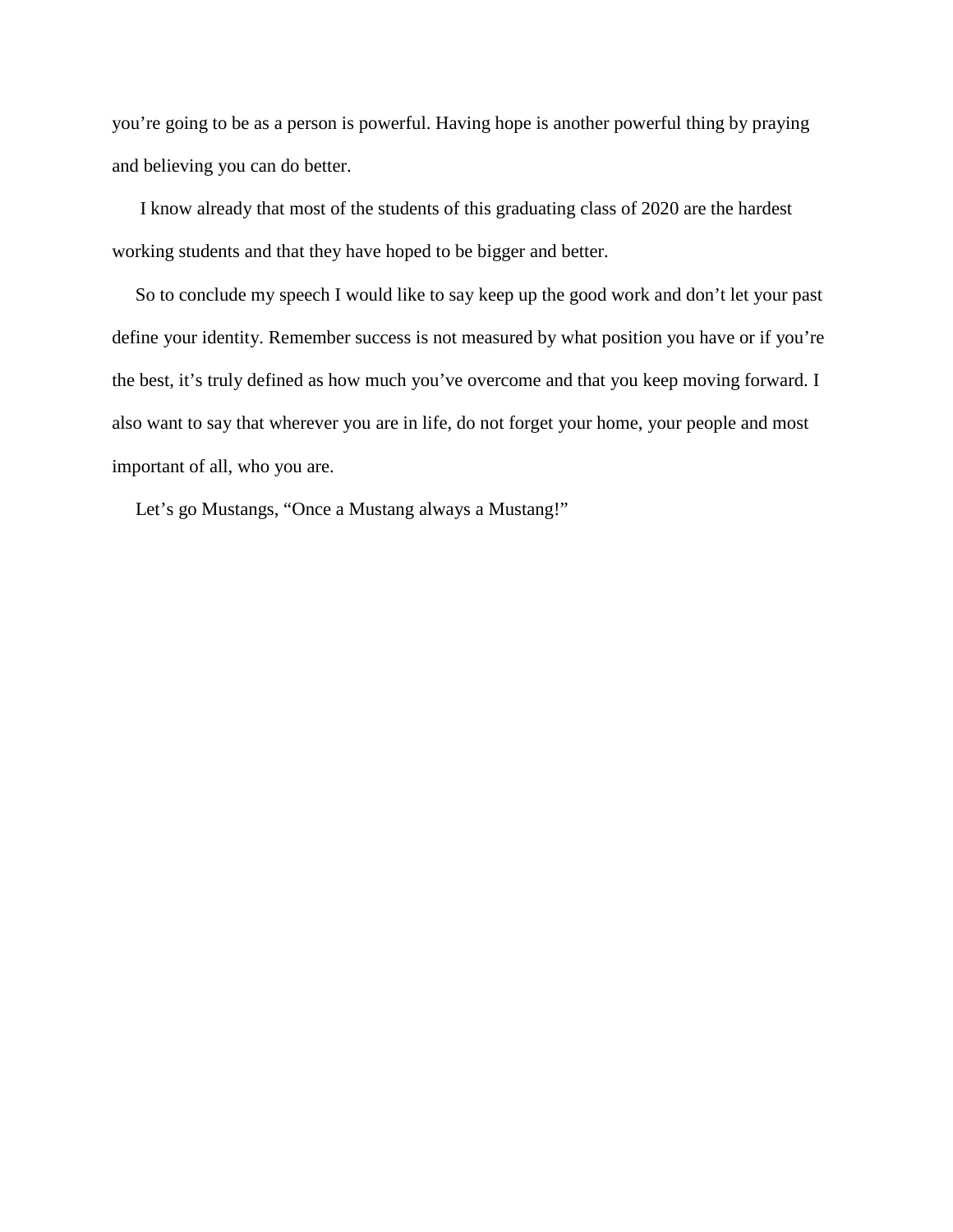you’re going to be as a person is powerful. Having hope is another powerful thing by praying and believing you can do better.

I know already that most of the students of this graduating class of 2020 are the hardest working students and that they have hoped to be bigger and better.

So to conclude my speech I would like to say keep up the good work and don’t let your past define your identity. Remember success is not measured by what position you have or if you’re the best, it’s truly defined as how much you’ve overcome and that you keep moving forward. I also want to say that wherever you are in life, do not forget your home, your people and most important of all, who you are.

Let’s go Mustangs, “Once a Mustang always a Mustang!”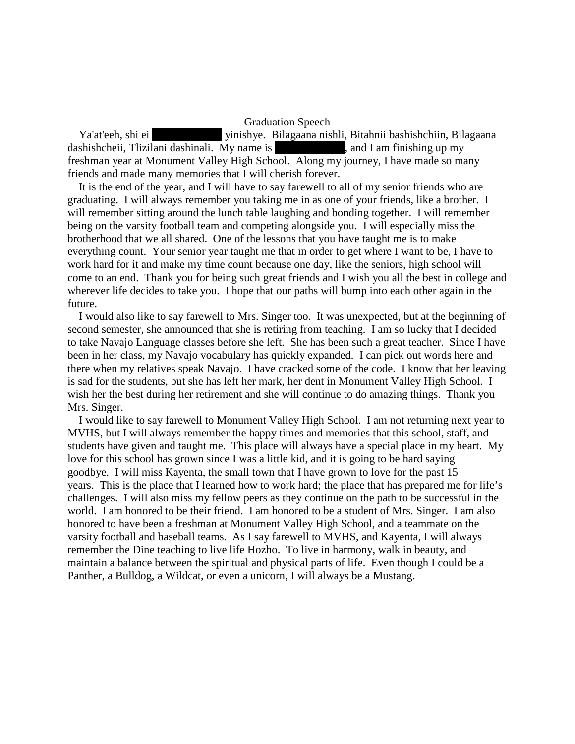# Graduation Speech

Ya'at'eeh, shi ei ██████ yinishye. Bilagaana nishli, Bitahnii bashishchiin, Bilagaana dashishcheii, Tlizilani dashinali. My name is ██████, and I am finishing up my freshman year at Monument Valley High School. Along my journey, I have made so many friends and made many memories that I will cherish forever.

It is the end of the year, and I will have to say farewell to all of my senior friends who are graduating. I will always remember you taking me in as one of your friends, like a brother. I will remember sitting around the lunch table laughing and bonding together. I will remember being on the varsity football team and competing alongside you. I will especially miss the brotherhood that we all shared. One of the lessons that you have taught me is to make everything count. Your senior year taught me that in order to get where I want to be, I have to work hard for it and make my time count because one day, like the seniors, high school will come to an end. Thank you for being such great friends and I wish you all the best in college and wherever life decides to take you. I hope that our paths will bump into each other again in the future.

I would also like to say farewell to Mrs. Singer too. It was unexpected, but at the beginning of second semester, she announced that she is retiring from teaching. I am so lucky that I decided to take Navajo Language classes before she left. She has been such a great teacher. Since I have been in her class, my Navajo vocabulary has quickly expanded. I can pick out words here and there when my relatives speak Navajo. I have cracked some of the code. I know that her leaving is sad for the students, but she has left her mark, her dent in Monument Valley High School. I wish her the best during her retirement and she will continue to do amazing things. Thank you Mrs. Singer.

I would like to say farewell to Monument Valley High School. I am not returning next year to MVHS, but I will always remember the happy times and memories that this school, staff, and students have given and taught me. This place will always have a special place in my heart. My love for this school has grown since I was a little kid, and it is going to be hard saying goodbye. I will miss Kayenta, the small town that I have grown to love for the past 15 years. This is the place that I learned how to work hard; the place that has prepared me for life's challenges. I will also miss my fellow peers as they continue on the path to be successful in the world. I am honored to be their friend. I am honored to be a student of Mrs. Singer. I am also honored to have been a freshman at Monument Valley High School, and a teammate on the varsity football and baseball teams. As I say farewell to MVHS, and Kayenta, I will always remember the Dine teaching to live life Hozho. To live in harmony, walk in beauty, and maintain a balance between the spiritual and physical parts of life. Even though I could be a Panther, a Bulldog, a Wildcat, or even a unicorn, I will always be a Mustang.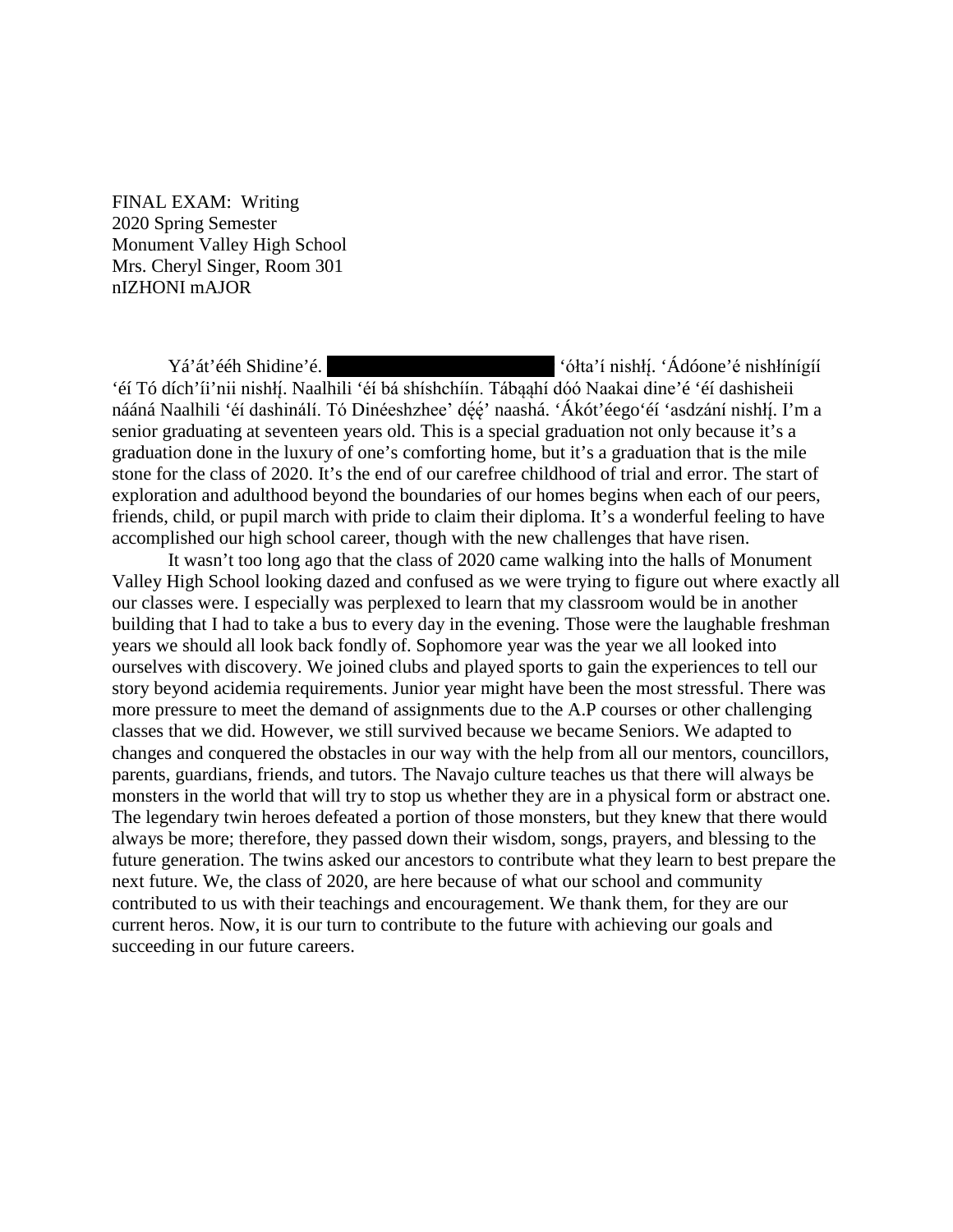FINAL EXAM: Writing
2020 Spring Semester
Monument Valley High School
Mrs. Cheryl Singer, Room 301
nIZHONI mAJOR

Yá'át'ééh Shidine'é. ██████████ 'ółta'í nishłį́. 'Ádóone'é nishłínígíí 'éí Tó dích'íi'nii nishłį́. Naalhili 'éí bá shíshchíín. Tábąąhí dóó Naakai dine'é 'éí dashisheii nááná Naalhili 'éí dashinálí. Tó Dinéeshzhee' dę́ę́' naashá. 'Ákót'éego'éí 'asdzání nishłį́. I'm a senior graduating at seventeen years old. This is a special graduation not only because it's a graduation done in the luxury of one's comforting home, but it's a graduation that is the mile stone for the class of 2020. It's the end of our carefree childhood of trial and error. The start of exploration and adulthood beyond the boundaries of our homes begins when each of our peers, friends, child, or pupil march with pride to claim their diploma. It's a wonderful feeling to have accomplished our high school career, though with the new challenges that have risen.

It wasn't too long ago that the class of 2020 came walking into the halls of Monument Valley High School looking dazed and confused as we were trying to figure out where exactly all our classes were. I especially was perplexed to learn that my classroom would be in another building that I had to take a bus to every day in the evening. Those were the laughable freshman years we should all look back fondly of. Sophomore year was the year we all looked into ourselves with discovery. We joined clubs and played sports to gain the experiences to tell our story beyond acidemia requirements. Junior year might have been the most stressful. There was more pressure to meet the demand of assignments due to the A.P courses or other challenging classes that we did. However, we still survived because we became Seniors. We adapted to changes and conquered the obstacles in our way with the help from all our mentors, councillors, parents, guardians, friends, and tutors. The Navajo culture teaches us that there will always be monsters in the world that will try to stop us whether they are in a physical form or abstract one. The legendary twin heroes defeated a portion of those monsters, but they knew that there would always be more; therefore, they passed down their wisdom, songs, prayers, and blessing to the future generation. The twins asked our ancestors to contribute what they learn to best prepare the next future. We, the class of 2020, are here because of what our school and community contributed to us with their teachings and encouragement. We thank them, for they are our current heros. Now, it is our turn to contribute to the future with achieving our goals and succeeding in our future careers.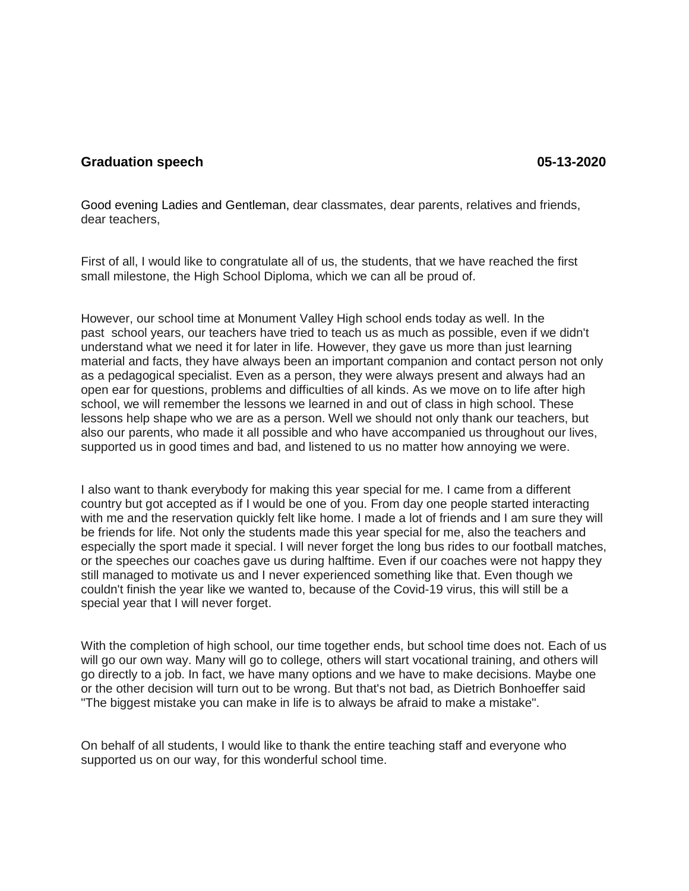**Graduation speech** **05-13-2020**

Good evening Ladies and Gentleman, dear classmates, dear parents, relatives and friends, dear teachers,

First of all, I would like to congratulate all of us, the students, that we have reached the first small milestone, the High School Diploma, which we can all be proud of.

However, our school time at Monument Valley High school ends today as well. In the past school years, our teachers have tried to teach us as much as possible, even if we didn't understand what we need it for later in life. However, they gave us more than just learning material and facts, they have always been an important companion and contact person not only as a pedagogical specialist. Even as a person, they were always present and always had an open ear for questions, problems and difficulties of all kinds. As we move on to life after high school, we will remember the lessons we learned in and out of class in high school. These lessons help shape who we are as a person. Well we should not only thank our teachers, but also our parents, who made it all possible and who have accompanied us throughout our lives, supported us in good times and bad, and listened to us no matter how annoying we were.

I also want to thank everybody for making this year special for me. I came from a different country but got accepted as if I would be one of you. From day one people started interacting with me and the reservation quickly felt like home. I made a lot of friends and I am sure they will be friends for life. Not only the students made this year special for me, also the teachers and especially the sport made it special. I will never forget the long bus rides to our football matches, or the speeches our coaches gave us during halftime. Even if our coaches were not happy they still managed to motivate us and I never experienced something like that. Even though we couldn't finish the year like we wanted to, because of the Covid-19 virus, this will still be a special year that I will never forget.

With the completion of high school, our time together ends, but school time does not. Each of us will go our own way. Many will go to college, others will start vocational training, and others will go directly to a job. In fact, we have many options and we have to make decisions. Maybe one or the other decision will turn out to be wrong. But that's not bad, as Dietrich Bonhoeffer said "The biggest mistake you can make in life is to always be afraid to make a mistake".

On behalf of all students, I would like to thank the entire teaching staff and everyone who supported us on our way, for this wonderful school time.